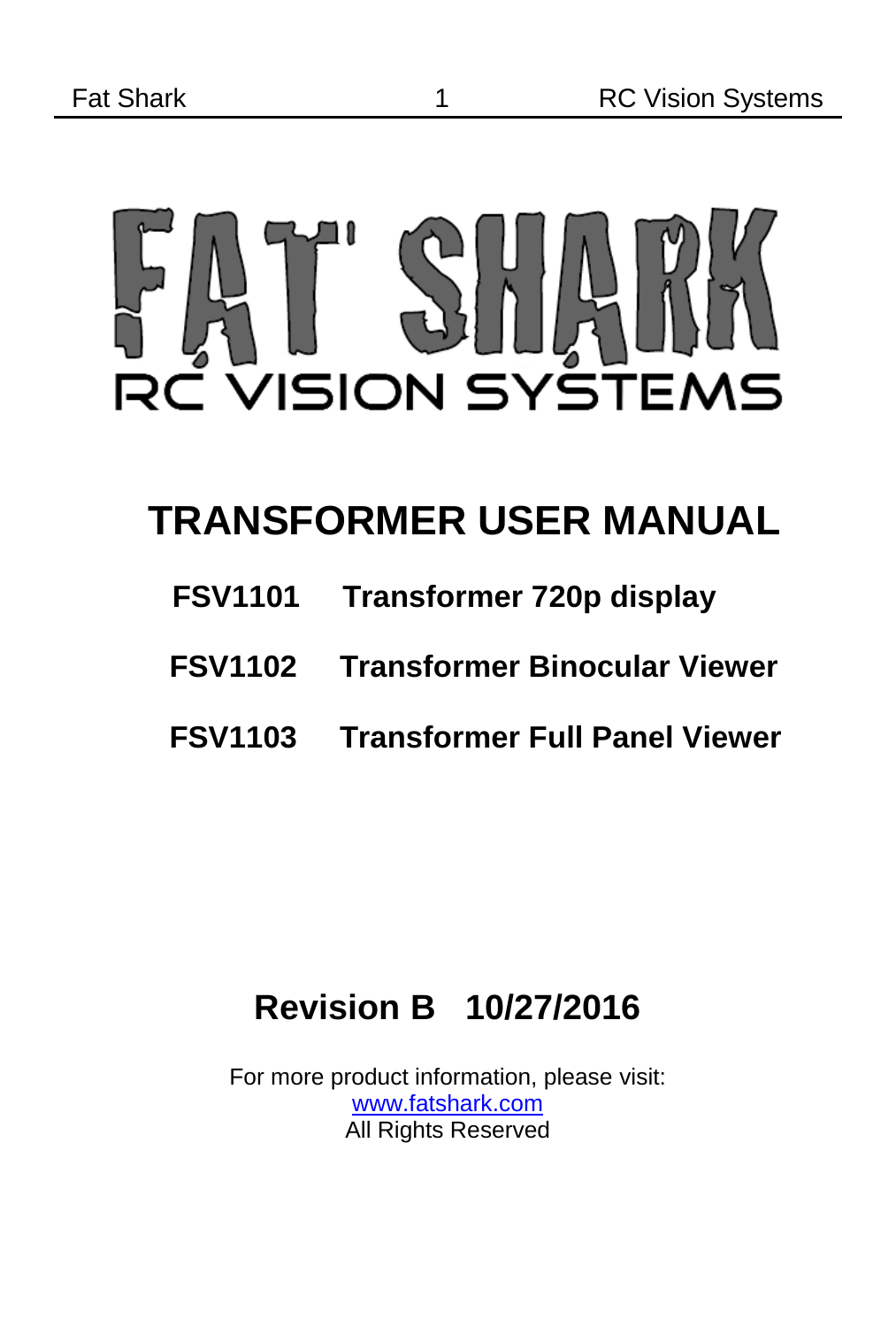# FAT SHARK

RC VISION SYSTEMS

# TRANSFORMER USER MANUAL

**FSV1101 Transformer 720p display**

**FSV1102 Transformer Binocular Viewer**

**FSV1103 Transformer Full Panel Viewer**

## Revision B 10/27/2016

For more product information, please visit:
www.fatshark.com
All Rights Reserved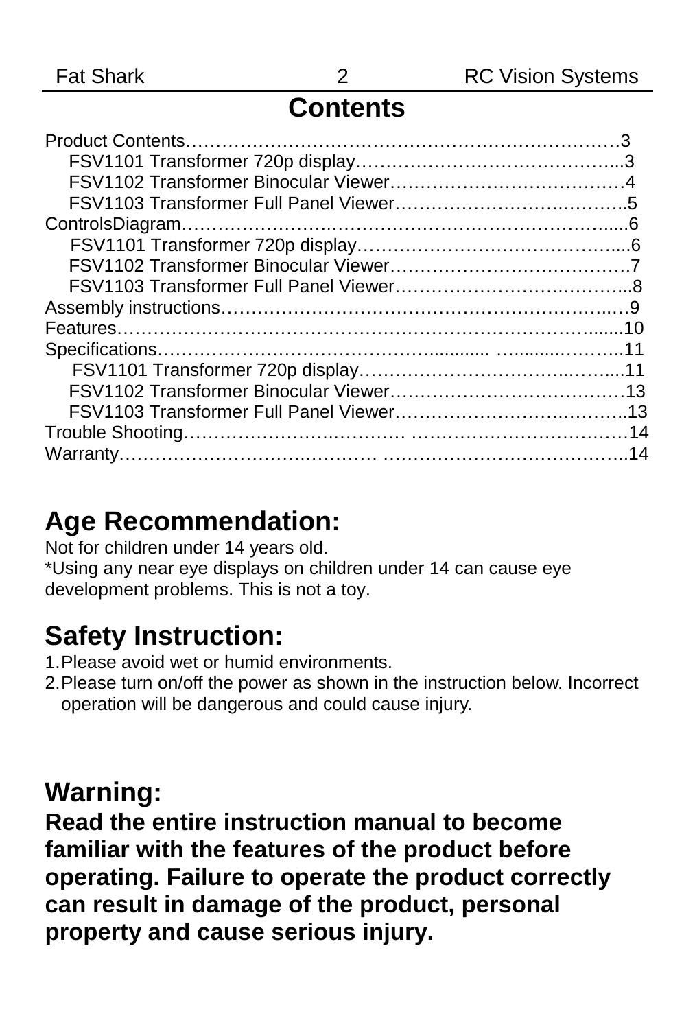# Contents

Product Contents…………………………………………………………………3
- FSV1101 Transformer 720p display……………………………………..3
- FSV1102 Transformer Binocular Viewer…………………………………4
- FSV1103 Transformer Full Panel Viewer………………………….………..5

ControlsDiagram……………………………………………………………….....6
- FSV1101 Transformer 720p display……………………………………...6
- FSV1102 Transformer Binocular Viewer…………………………………7
- FSV1103 Transformer Full Panel Viewer……………………….………...8

Assembly instructions……………………………………………………….…9

Features……………………………………………………………………........10

Specifications…………………………………….......... …........………..11
- FSV1101 Transformer 720p display……………………………..……...11
- FSV1102 Transformer Binocular Viewer…………………………………13
- FSV1103 Transformer Full Panel Viewer…………………………..………..13

Trouble Shooting……………………….………… ………………………………14

Warranty…………………………….………… …………………………………..14

## Age Recommendation:

Not for children under 14 years old.
*Using any near eye displays on children under 14 can cause eye development problems. This is not a toy.

## Safety Instruction:

1. Please avoid wet or humid environments.
2. Please turn on/off the power as shown in the instruction below. Incorrect operation will be dangerous and could cause injury.

## Warning:

**Read the entire instruction manual to become familiar with the features of the product before operating. Failure to operate the product correctly can result in damage of the product, personal property and cause serious injury.**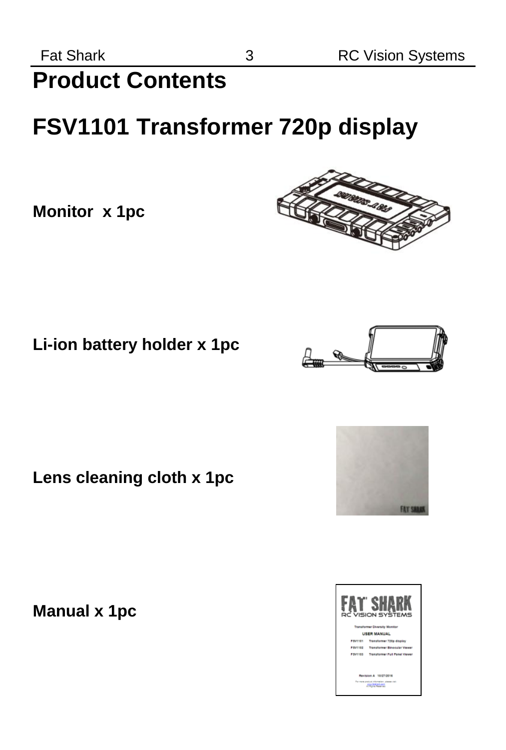# Product Contents

# FSV1101 Transformer 720p display

**Monitor x 1pc**

**Li-ion battery holder x 1pc**

**Lens cleaning cloth x 1pc**

**Manual x 1pc**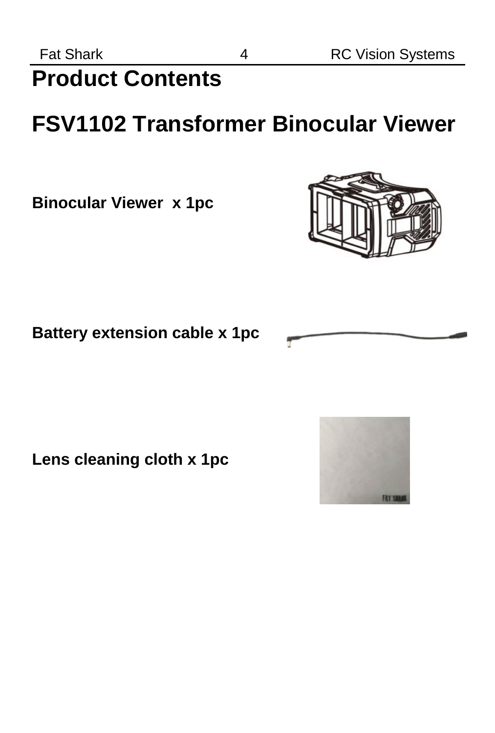# Product Contents

## FSV1102 Transformer Binocular Viewer

**Binocular Viewer x 1pc**

**Battery extension cable x 1pc**

**Lens cleaning cloth x 1pc**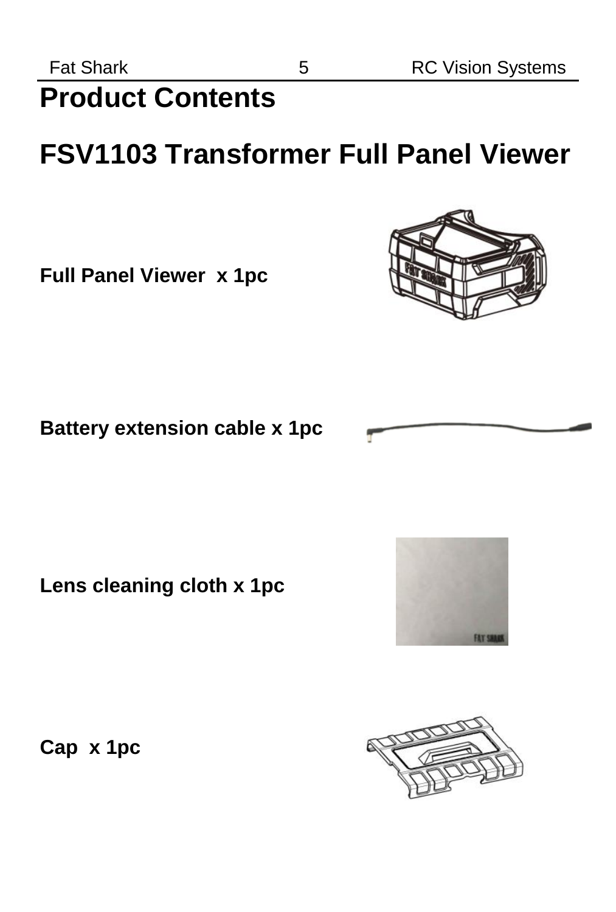# Product Contents

# FSV1103 Transformer Full Panel Viewer

**Full Panel Viewer x 1pc**

**Battery extension cable x 1pc**

**Lens cleaning cloth x 1pc**

**Cap x 1pc**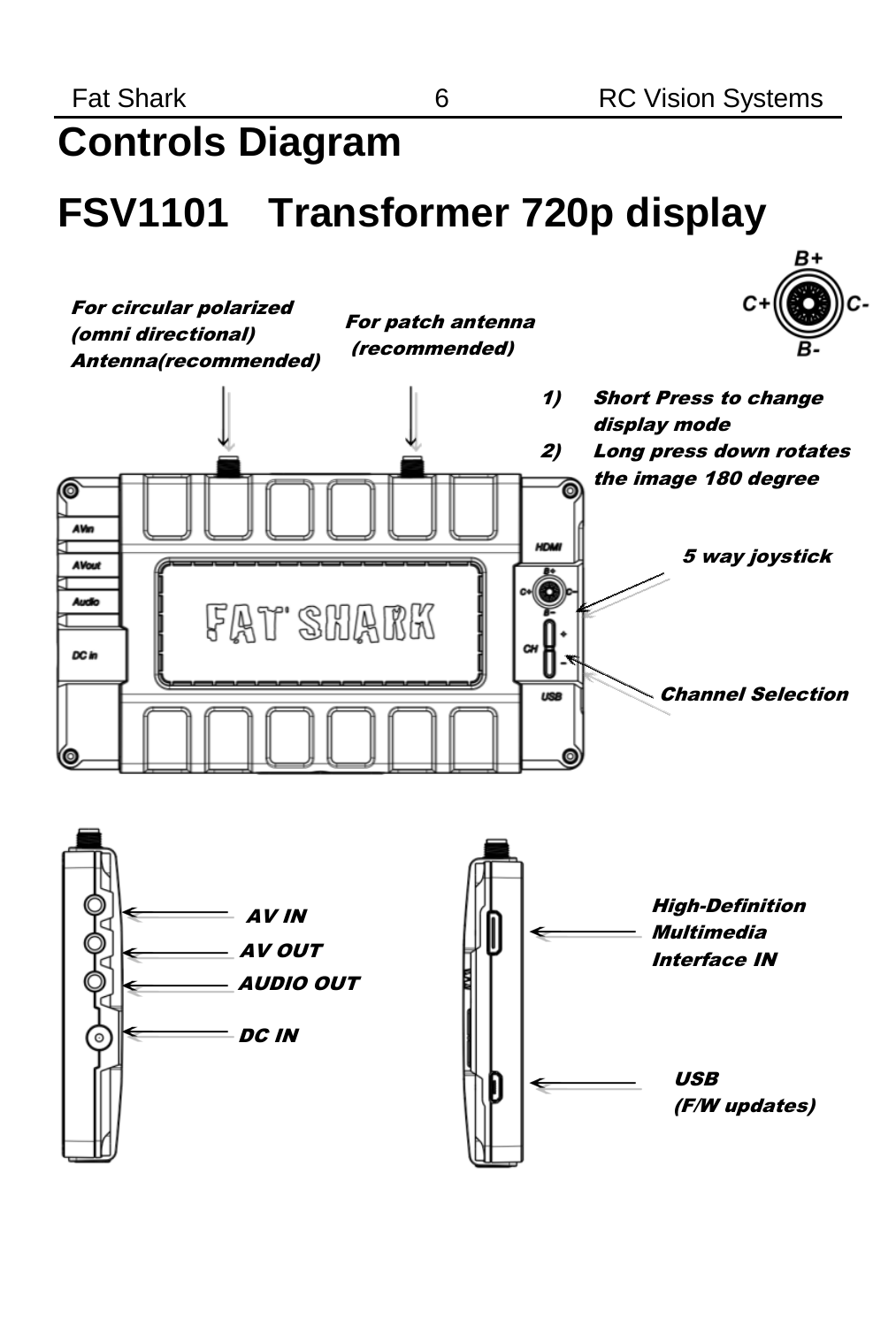# Controls Diagram

# FSV1101 Transformer 720p display

*For circular polarized (omni directional) Antenna(recommended)*

*For patch antenna (recommended)*

B+ C+ C- B-

1) *Short Press to change display mode*
2) *Long press down rotates the image 180 degree*

*5 way joystick*

*Channel Selection*

AVin AVout Audio DC in HDMI CH + - USB

FAT SHARK

*AV IN*

*AV OUT*

*AUDIO OUT*

*DC IN*

*High-Definition Multimedia Interface IN*

*USB (F/W updates)*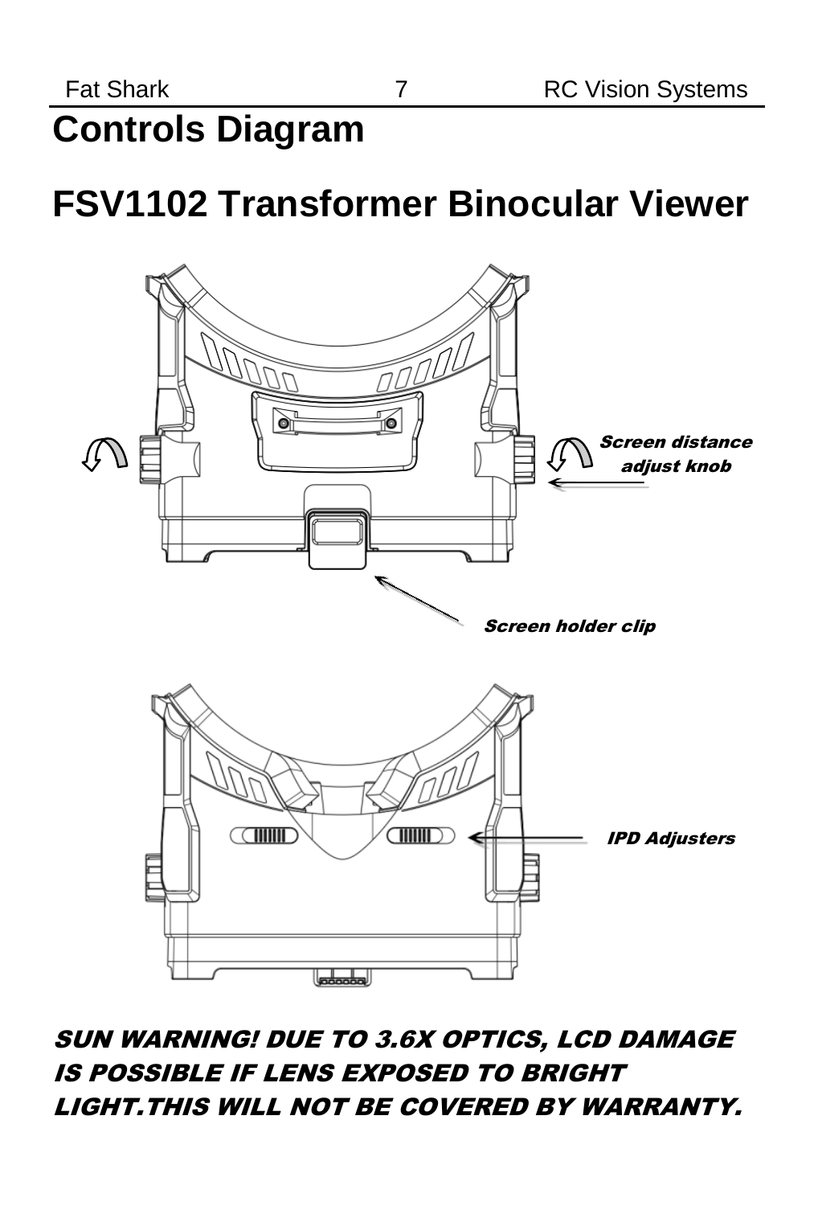# Controls Diagram

# FSV1102 Transformer Binocular Viewer

Screen distance adjust knob

Screen holder clip

IPD Adjusters

***SUN WARNING! DUE TO 3.6X OPTICS, LCD DAMAGE IS POSSIBLE IF LENS EXPOSED TO BRIGHT LIGHT.THIS WILL NOT BE COVERED BY WARRANTY.***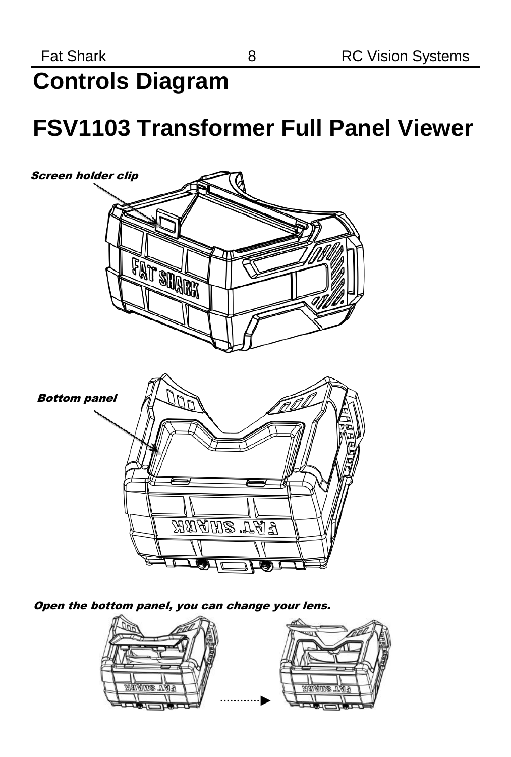# Controls Diagram

# FSV1103 Transformer Full Panel Viewer

*Screen holder clip*

*Bottom panel*

*Open the bottom panel, you can change your lens.*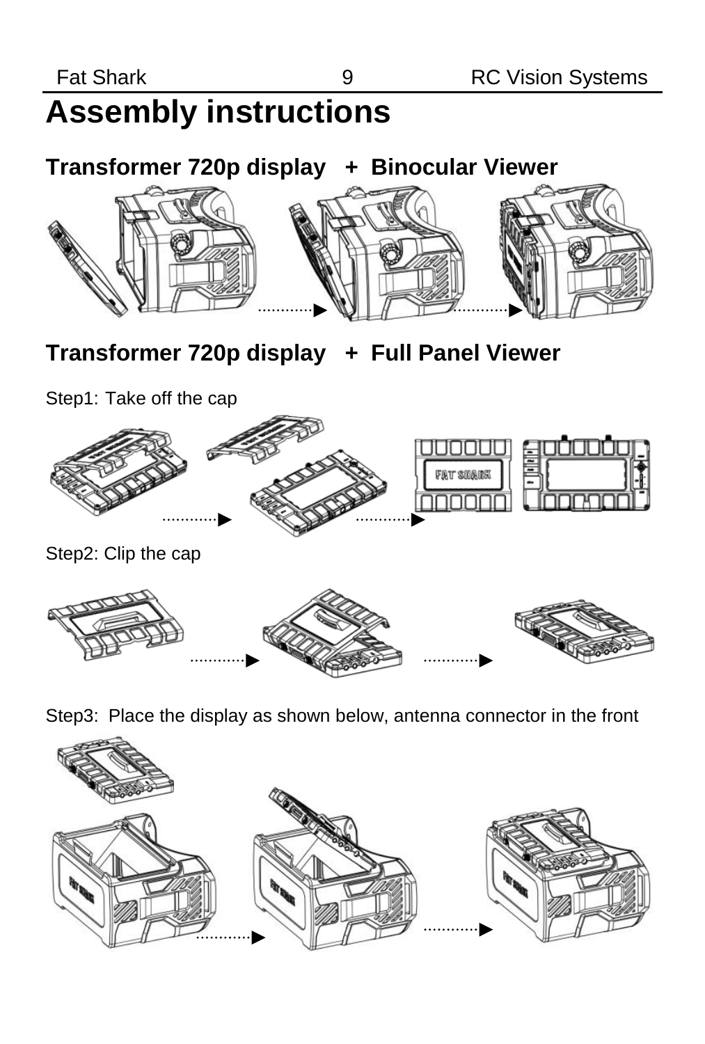# Assembly instructions

## Transformer 720p display + Binocular Viewer

## Transformer 720p display + Full Panel Viewer

Step1: Take off the cap

Step2: Clip the cap

Step3: Place the display as shown below, antenna connector in the front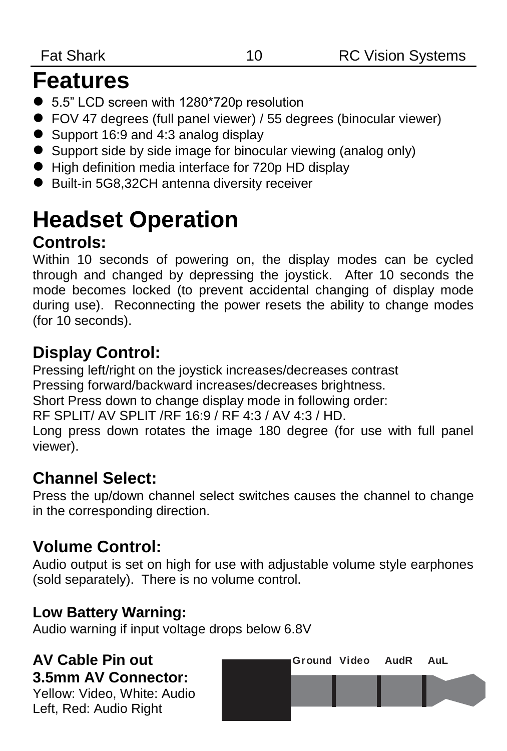# Features

- 5.5” LCD screen with 1280*720p resolution
- FOV 47 degrees (full panel viewer) / 55 degrees (binocular viewer)
- Support 16:9 and 4:3 analog display
- Support side by side image for binocular viewing (analog only)
- High definition media interface for 720p HD display
- Built-in 5G8,32CH antenna diversity receiver

# Headset Operation

## Controls:

Within 10 seconds of powering on, the display modes can be cycled through and changed by depressing the joystick. After 10 seconds the mode becomes locked (to prevent accidental changing of display mode during use). Reconnecting the power resets the ability to change modes (for 10 seconds).

## Display Control:

Pressing left/right on the joystick increases/decreases contrast
Pressing forward/backward increases/decreases brightness.
Short Press down to change display mode in following order:
RF SPLIT/ AV SPLIT /RF 16:9 / RF 4:3 / AV 4:3 / HD.
Long press down rotates the image 180 degree (for use with full panel viewer).

## Channel Select:

Press the up/down channel select switches causes the channel to change in the corresponding direction.

## Volume Control:

Audio output is set on high for use with adjustable volume style earphones (sold separately). There is no volume control.

### Low Battery Warning:

Audio warning if input voltage drops below 6.8V

### AV Cable Pin out
### 3.5mm AV Connector:

Yellow: Video, White: Audio Left, Red: Audio Right

Ground Video AudR AuL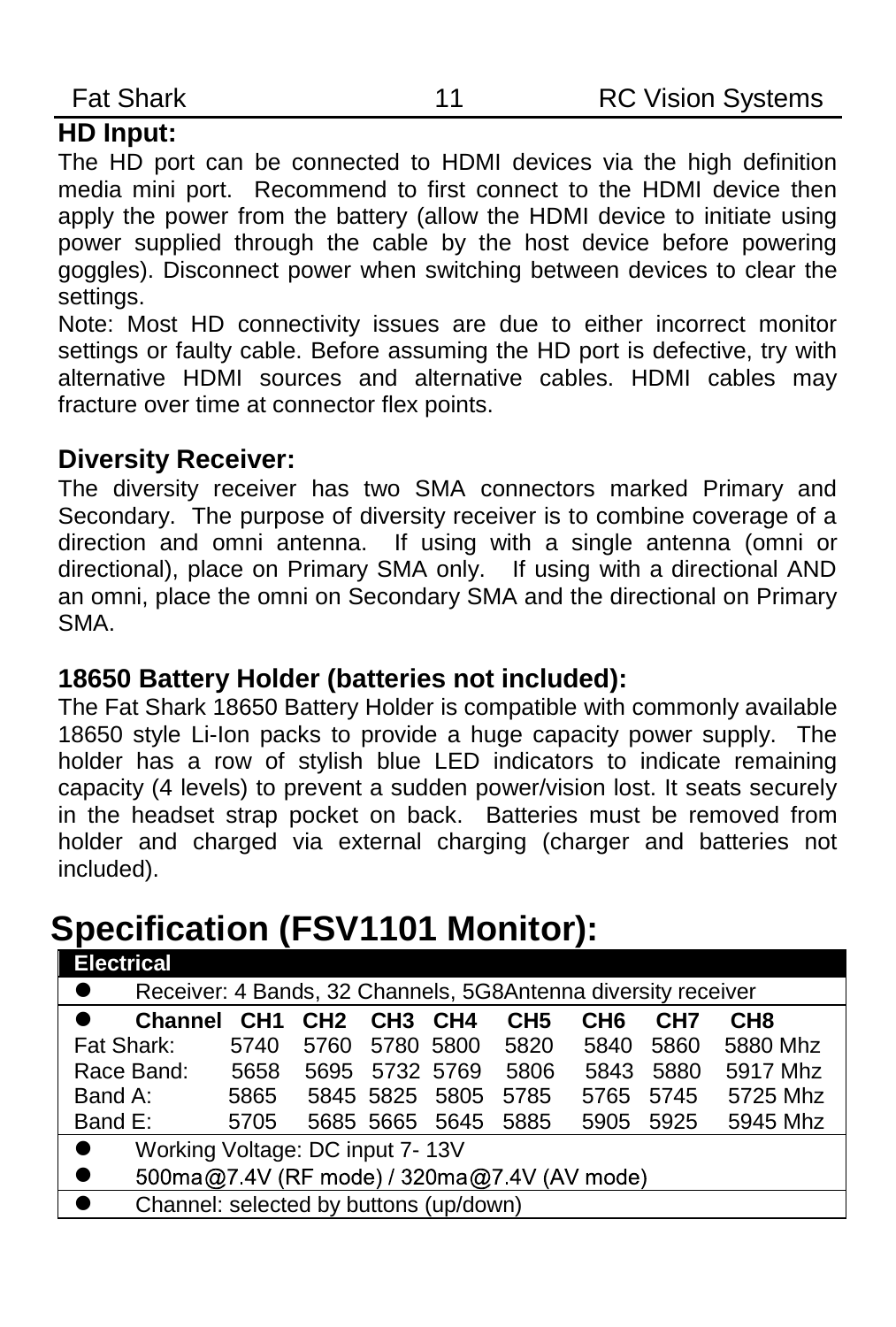### HD Input:

The HD port can be connected to HDMI devices via the high definition media mini port. Recommend to first connect to the HDMI device then apply the power from the battery (allow the HDMI device to initiate using power supplied through the cable by the host device before powering goggles). Disconnect power when switching between devices to clear the settings.

Note: Most HD connectivity issues are due to either incorrect monitor settings or faulty cable. Before assuming the HD port is defective, try with alternative HDMI sources and alternative cables. HDMI cables may fracture over time at connector flex points.

### Diversity Receiver:

The diversity receiver has two SMA connectors marked Primary and Secondary. The purpose of diversity receiver is to combine coverage of a direction and omni antenna. If using with a single antenna (omni or directional), place on Primary SMA only. If using with a directional AND an omni, place the omni on Secondary SMA and the directional on Primary SMA.

### 18650 Battery Holder (batteries not included):

The Fat Shark 18650 Battery Holder is compatible with commonly available 18650 style Li-Ion packs to provide a huge capacity power supply. The holder has a row of stylish blue LED indicators to indicate remaining capacity (4 levels) to prevent a sudden power/vision lost. It seats securely in the headset strap pocket on back. Batteries must be removed from holder and charged via external charging (charger and batteries not included).

## Specification (FSV1101 Monitor):

**Electrical**

- Receiver: 4 Bands, 32 Channels, 5G8Antenna diversity receiver

| Channel | CH1 | CH2 | CH3 | CH4 | CH5 | CH6 | CH7 | CH8 |
|---|---|---|---|---|---|---|---|---|
| Fat Shark: | 5740 | 5760 | 5780 | 5800 | 5820 | 5840 | 5860 | 5880 Mhz |
| Race Band: | 5658 | 5695 | 5732 | 5769 | 5806 | 5843 | 5880 | 5917 Mhz |
| Band A: | 5865 | 5845 | 5825 | 5805 | 5785 | 5765 | 5745 | 5725 Mhz |
| Band E: | 5705 | 5685 | 5665 | 5645 | 5885 | 5905 | 5925 | 5945 Mhz |

- Working Voltage: DC input 7- 13V
- 500ma@7.4V (RF mode) / 320ma@7.4V (AV mode)
- Channel: selected by buttons (up/down)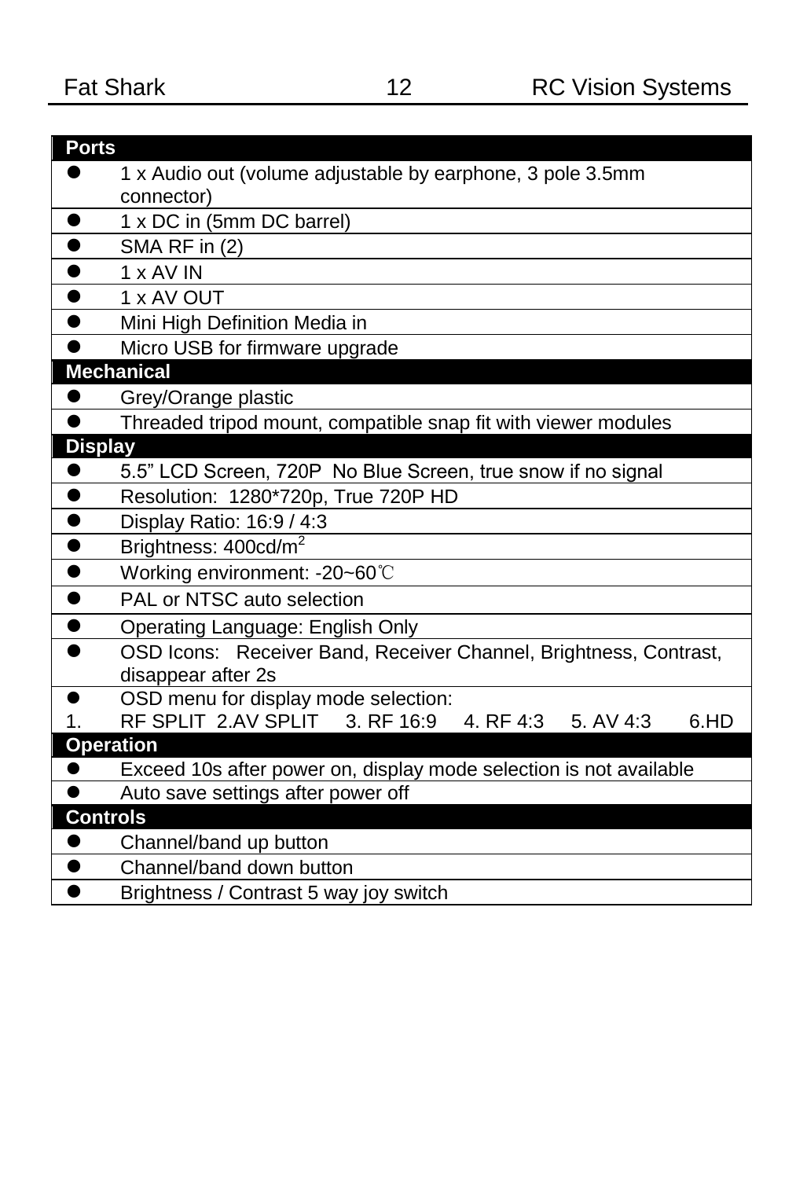| Ports | |
|---|---|
| ● | 1 x Audio out (volume adjustable by earphone, 3 pole 3.5mm connector) |
| ● | 1 x DC in (5mm DC barrel) |
| ● | SMA RF in (2) |
| ● | 1 x AV IN |
| ● | 1 x AV OUT |
| ● | Mini High Definition Media in |
| ● | Micro USB for firmware upgrade |
| **Mechanical** | |
| ● | Grey/Orange plastic |
| ● | Threaded tripod mount, compatible snap fit with viewer modules |
| **Display** | |
| ● | 5.5" LCD Screen, 720P No Blue Screen, true snow if no signal |
| ● | Resolution: 1280*720p, True 720P HD |
| ● | Display Ratio: 16:9 / 4:3 |
| ● | Brightness: 400cd/$m^2$ |
| ● | Working environment: -20~60℃ |
| ● | PAL or NTSC auto selection |
| ● | Operating Language: English Only |
| ● | OSD Icons: Receiver Band, Receiver Channel, Brightness, Contrast, disappear after 2s |
| ● 1. | OSD menu for display mode selection: RF SPLIT 2.AV SPLIT 3. RF 16:9 4. RF 4:3 5. AV 4:3 6.HD |
| **Operation** | |
| ● | Exceed 10s after power on, display mode selection is not available |
| ● | Auto save settings after power off |
| **Controls** | |
| ● | Channel/band up button |
| ● | Channel/band down button |
| ● | Brightness / Contrast 5 way joy switch |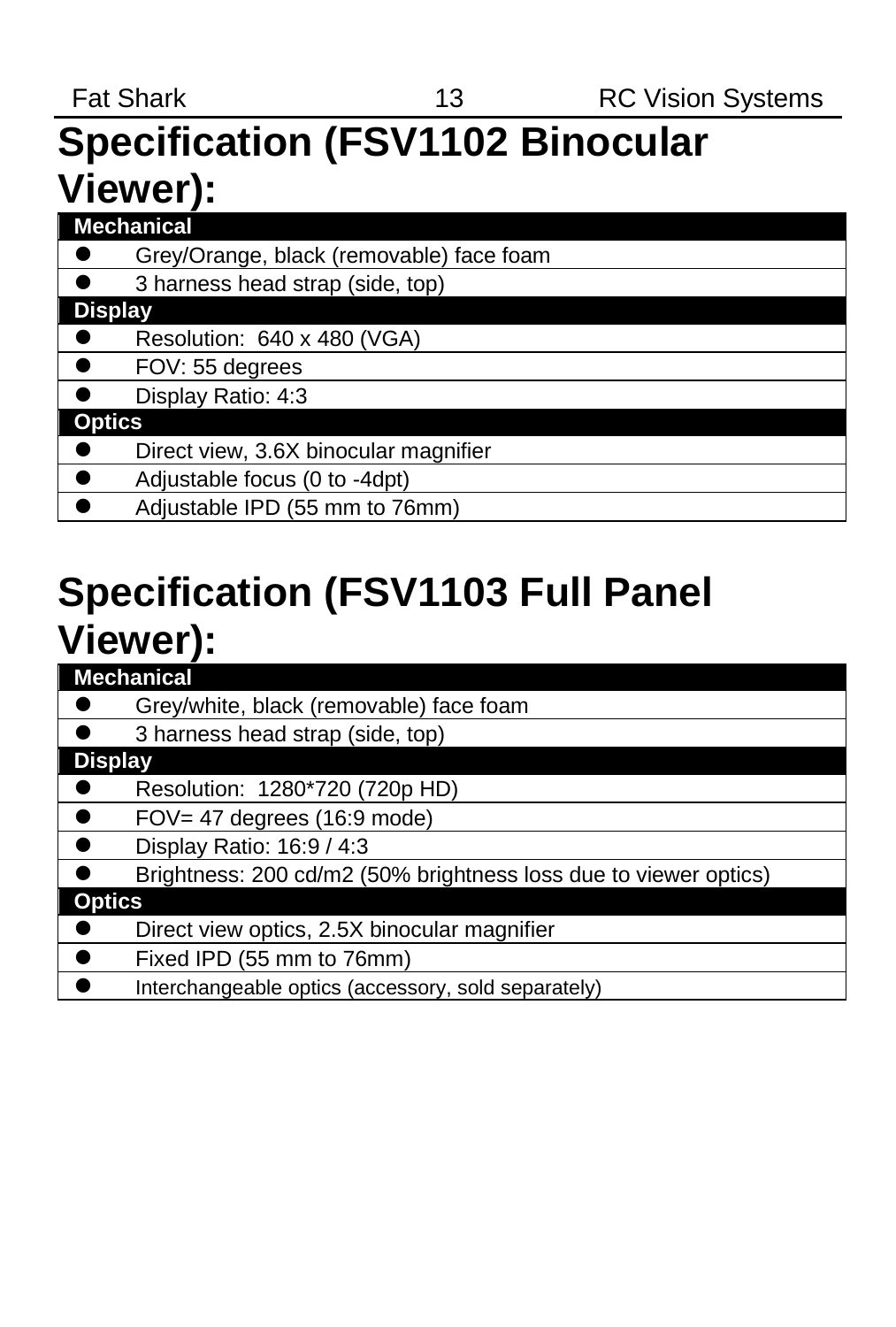# Specification (FSV1102 Binocular Viewer):

| Mechanical | |
|---|---|
| ● | Grey/Orange, black (removable) face foam |
| ● | 3 harness head strap (side, top) |
| **Display** | |
| ● | Resolution:  640 x 480 (VGA) |
| ● | FOV: 55 degrees |
| ● | Display Ratio: 4:3 |
| **Optics** | |
| ● | Direct view, 3.6X binocular magnifier |
| ● | Adjustable focus (0 to -4dpt) |
| ● | Adjustable IPD (55 mm to 76mm) |

# Specification (FSV1103 Full Panel Viewer):

| Mechanical | |
|---|---|
| ● | Grey/white, black (removable) face foam |
| ● | 3 harness head strap (side, top) |
| **Display** | |
| ● | Resolution:  1280*720 (720p HD) |
| ● | FOV= 47 degrees (16:9 mode) |
| ● | Display Ratio: 16:9 / 4:3 |
| ● | Brightness: 200 cd/m2 (50% brightness loss due to viewer optics) |
| **Optics** | |
| ● | Direct view optics, 2.5X binocular magnifier |
| ● | Fixed IPD (55 mm to 76mm) |
| ● | Interchangeable optics (accessory, sold separately) |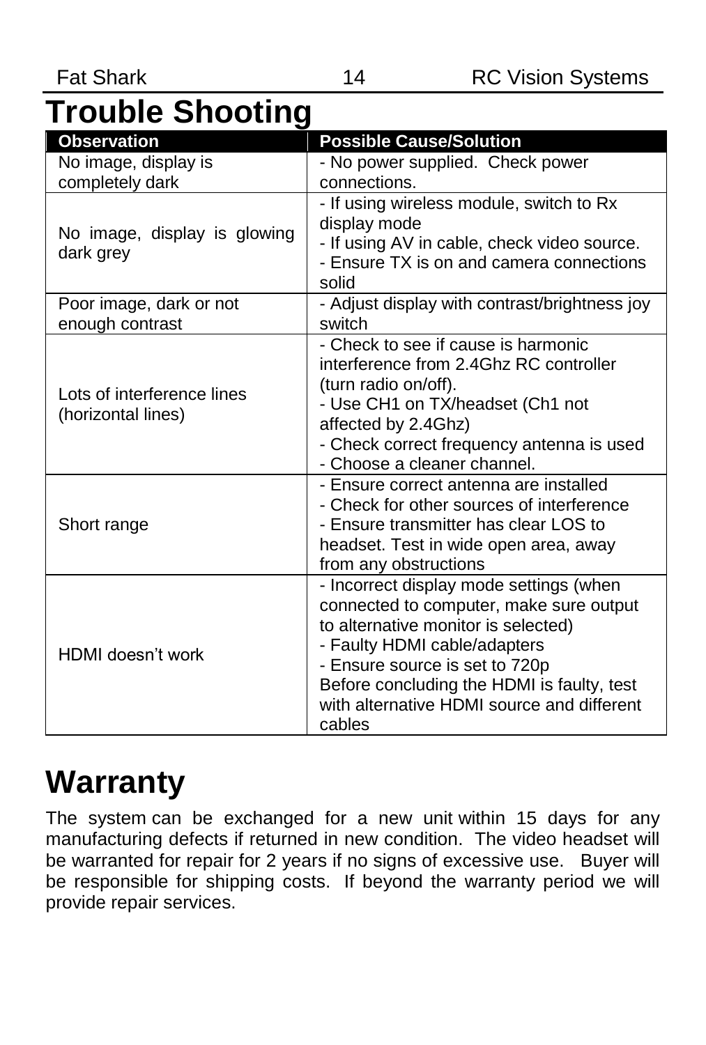# Trouble Shooting

| Observation | Possible Cause/Solution |
|---|---|
| No image, display is completely dark | - No power supplied. Check power connections. |
| No image, display is glowing dark grey | - If using wireless module, switch to Rx display mode<br>- If using AV in cable, check video source.<br>- Ensure TX is on and camera connections solid |
| Poor image, dark or not enough contrast | - Adjust display with contrast/brightness joy switch |
| Lots of interference lines (horizontal lines) | - Check to see if cause is harmonic interference from 2.4Ghz RC controller (turn radio on/off).<br>- Use CH1 on TX/headset (Ch1 not affected by 2.4Ghz)<br>- Check correct frequency antenna is used<br>- Choose a cleaner channel. |
| Short range | - Ensure correct antenna are installed<br>- Check for other sources of interference<br>- Ensure transmitter has clear LOS to headset. Test in wide open area, away from any obstructions |
| HDMI doesn't work | - Incorrect display mode settings (when connected to computer, make sure output to alternative monitor is selected)<br>- Faulty HDMI cable/adapters<br>- Ensure source is set to 720p<br>Before concluding the HDMI is faulty, test with alternative HDMI source and different cables |

# Warranty

The system can be exchanged for a new unit within 15 days for any manufacturing defects if returned in new condition. The video headset will be warranted for repair for 2 years if no signs of excessive use. Buyer will be responsible for shipping costs. If beyond the warranty period we will provide repair services.